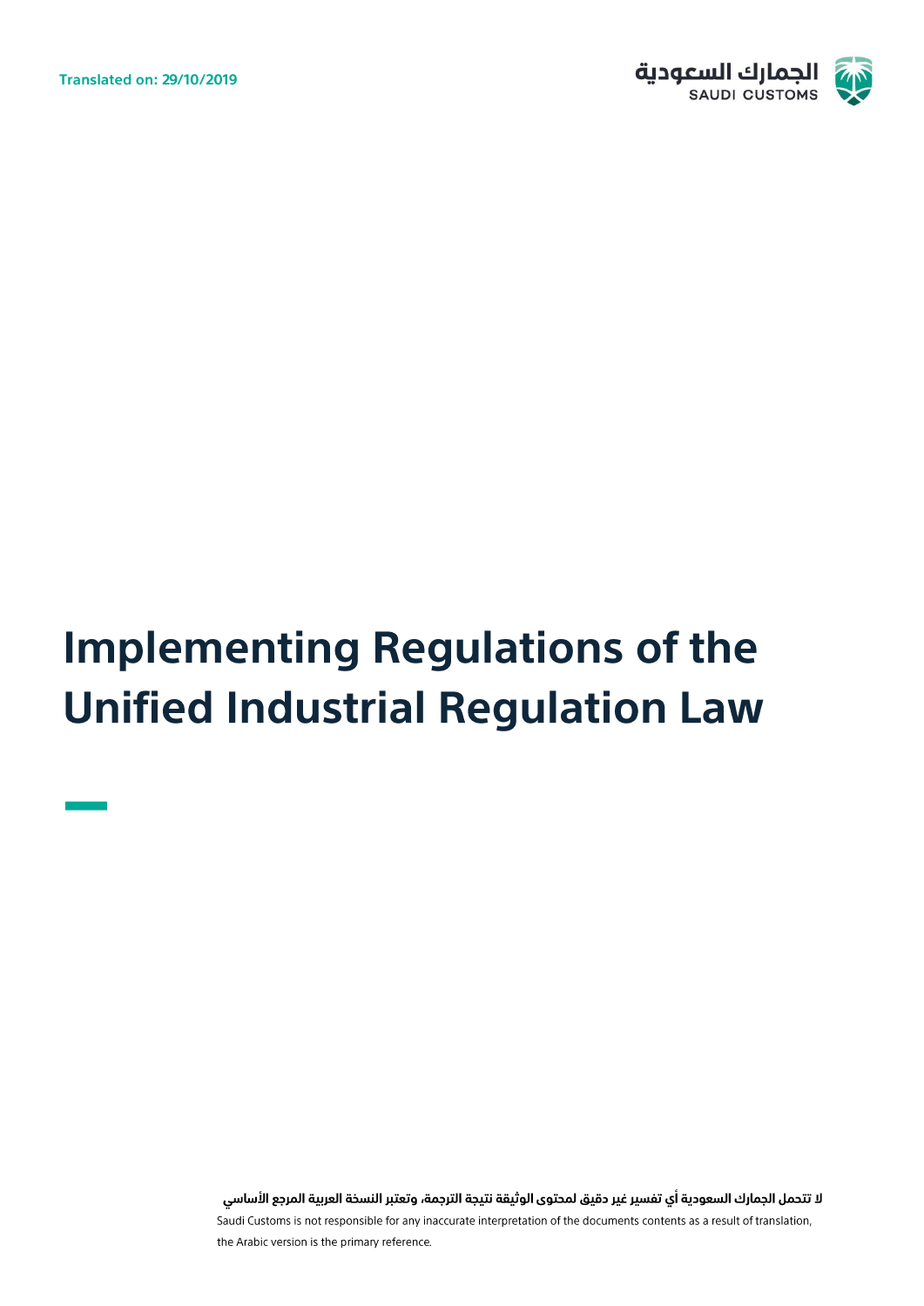Translated on: 29/10/2019

# Implementing Regulations of the Unified Industrial Regulation Law

لا تتحمل الجمارك السعودية أي تفسير غير دقيق لمحتوى الوثيقة نتيجة الترجمة، وتعتبر النسخة العربية المرجع الأساسي

Saudi Customs is not responsible for any inaccurate interpretation of the documents contents as a result of translation, the Arabic version is the primary reference.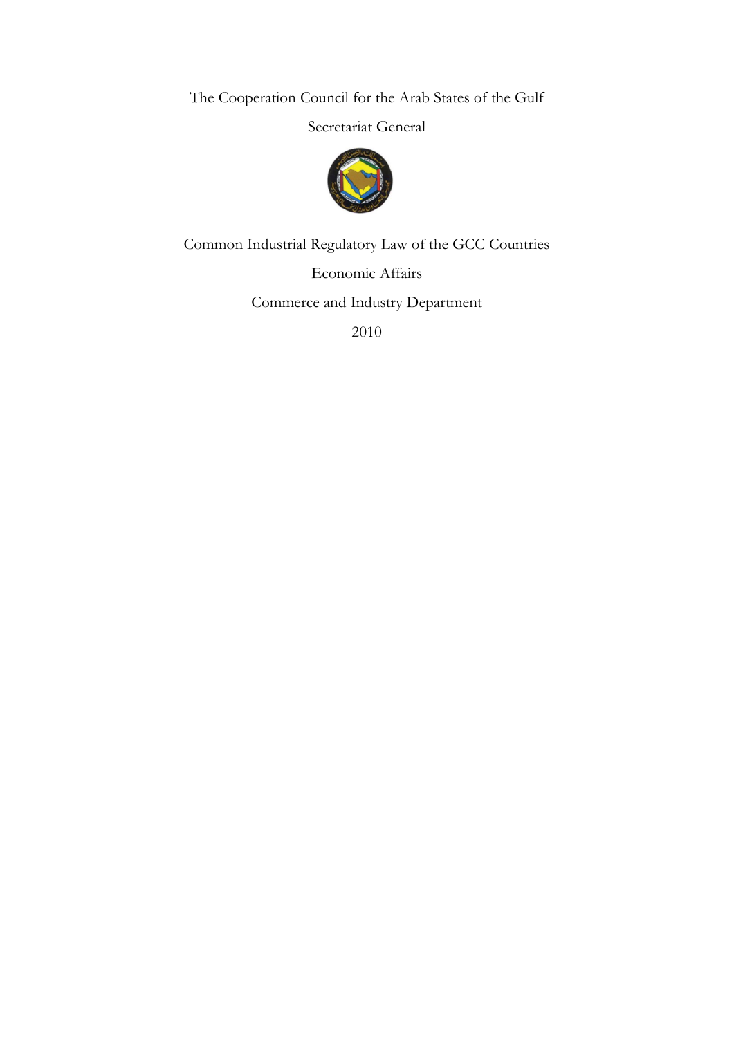The Cooperation Council for the Arab States of the Gulf

Secretariat General

# Common Industrial Regulatory Law of the GCC Countries

Economic Affairs

Commerce and Industry Department

2010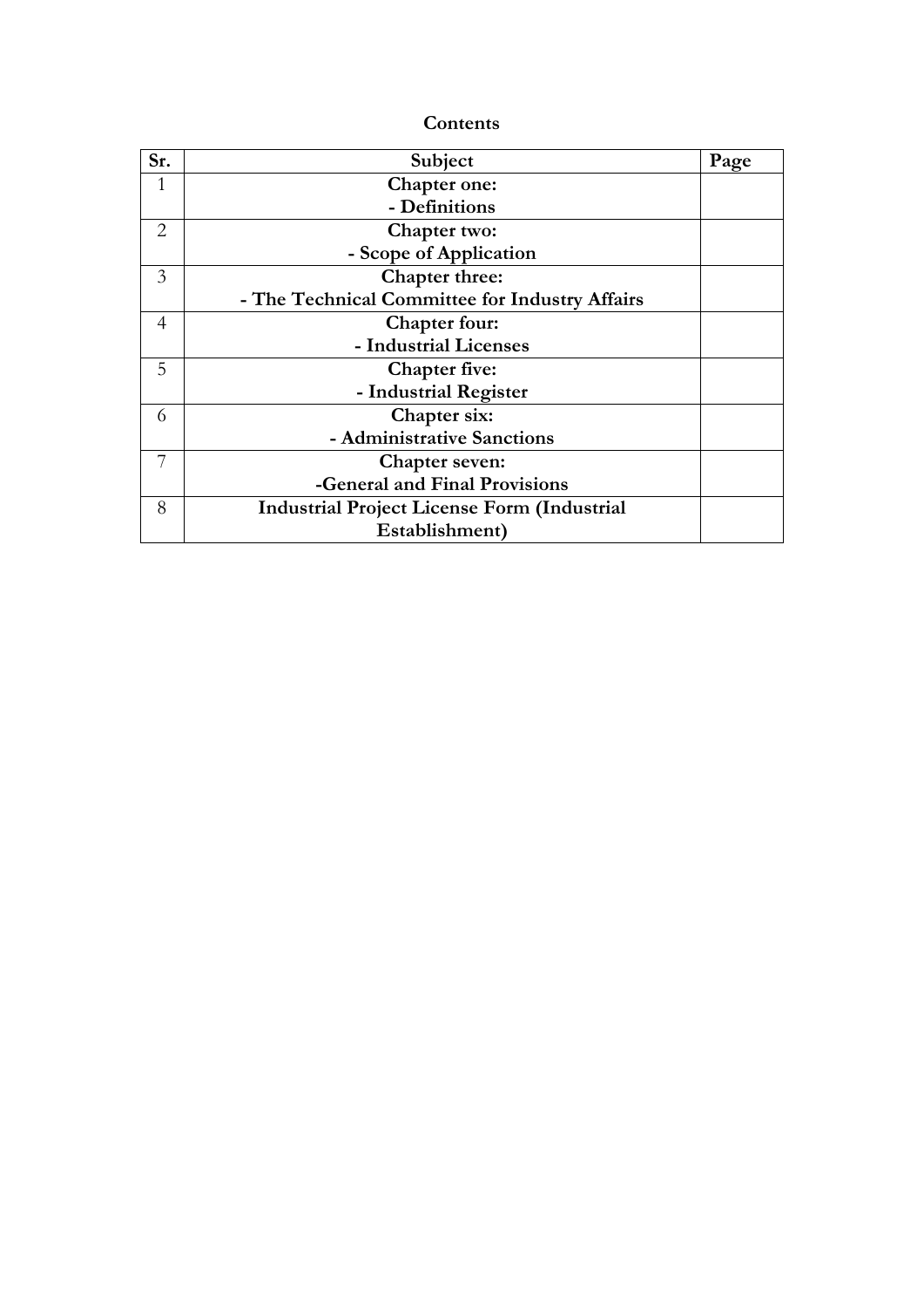**Contents**

| Sr. | Subject | Page |
|---|---|---|
| 1 | **Chapter one:** **- Definitions** | |
| 2 | **Chapter two:** **- Scope of Application** | |
| 3 | **Chapter three:** **- The Technical Committee for Industry Affairs** | |
| 4 | **Chapter four:** **- Industrial Licenses** | |
| 5 | **Chapter five:** **- Industrial Register** | |
| 6 | **Chapter six:** **- Administrative Sanctions** | |
| 7 | **Chapter seven:** **-General and Final Provisions** | |
| 8 | **Industrial Project License Form (Industrial Establishment)** | |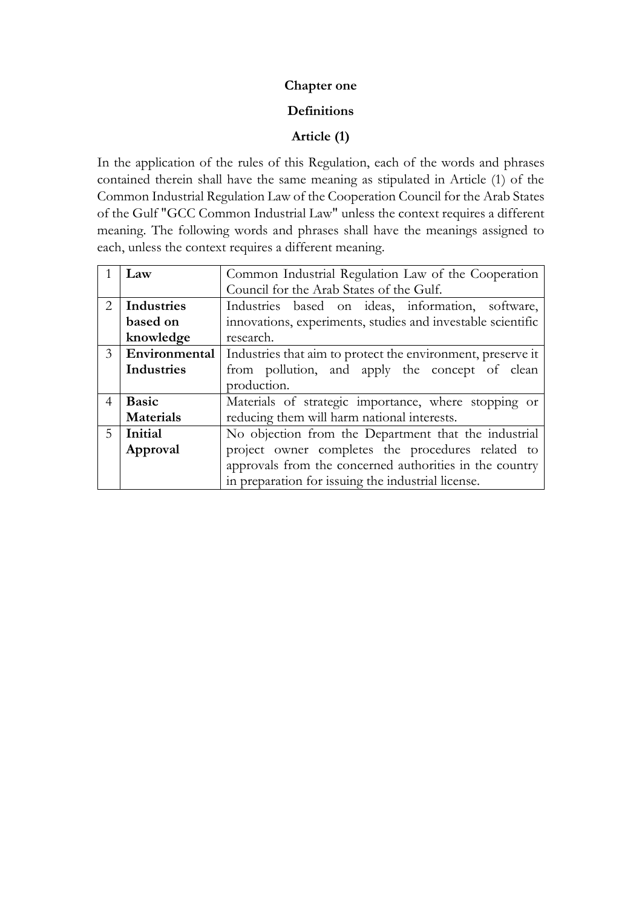## Chapter one

## Definitions

### Article (1)

In the application of the rules of this Regulation, each of the words and phrases contained therein shall have the same meaning as stipulated in Article (1) of the Common Industrial Regulation Law of the Cooperation Council for the Arab States of the Gulf "GCC Common Industrial Law" unless the context requires a different meaning. The following words and phrases shall have the meanings assigned to each, unless the context requires a different meaning.

| | | |
|---|---|---|
| 1 | **Law** | Common Industrial Regulation Law of the Cooperation Council for the Arab States of the Gulf. |
| 2 | **Industries based on knowledge** | Industries based on ideas, information, software, innovations, experiments, studies and investable scientific research. |
| 3 | **Environmental Industries** | Industries that aim to protect the environment, preserve it from pollution, and apply the concept of clean production. |
| 4 | **Basic Materials** | Materials of strategic importance, where stopping or reducing them will harm national interests. |
| 5 | **Initial Approval** | No objection from the Department that the industrial project owner completes the procedures related to approvals from the concerned authorities in the country in preparation for issuing the industrial license. |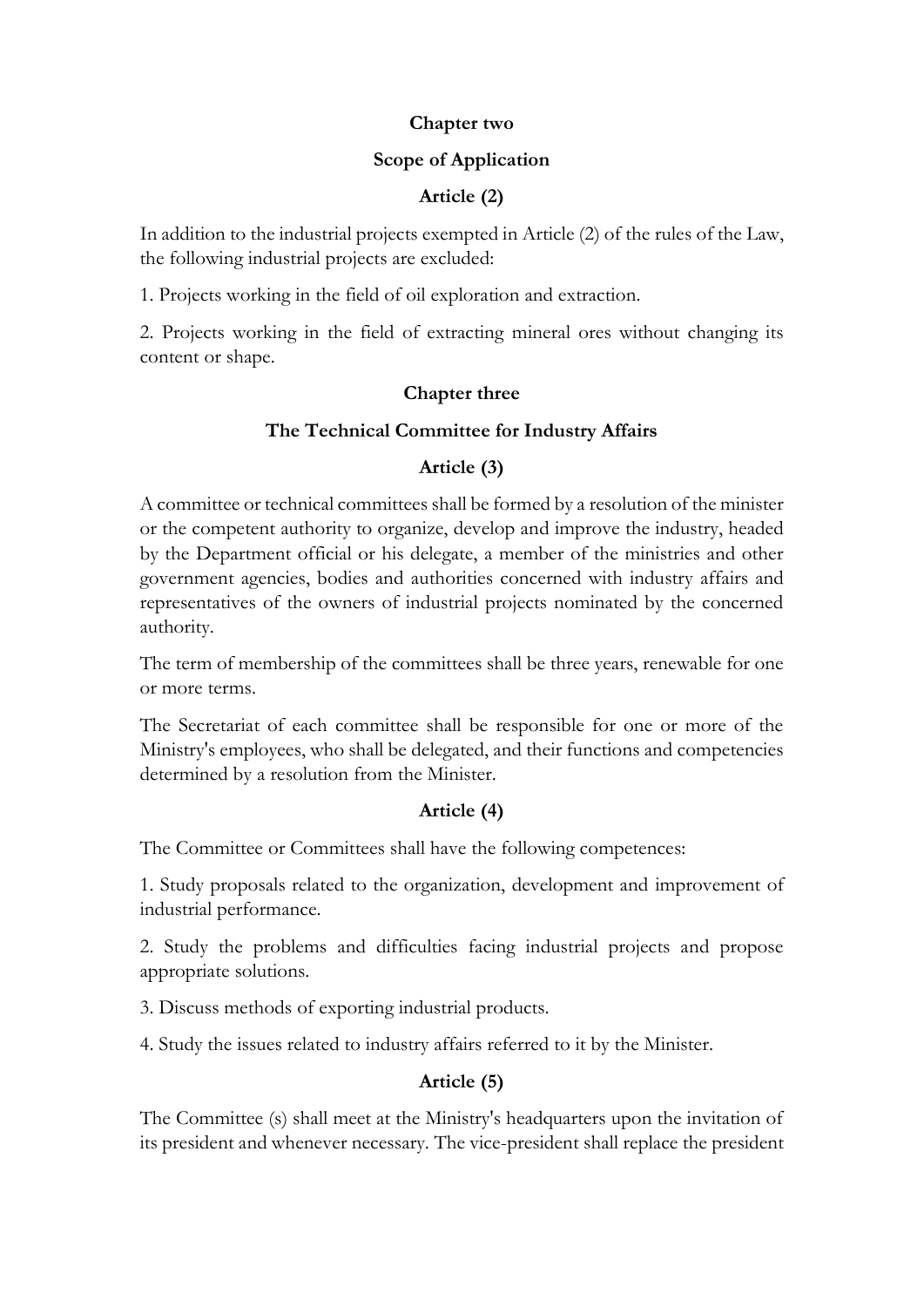## Chapter two

## Scope of Application

### Article (2)

In addition to the industrial projects exempted in Article (2) of the rules of the Law, the following industrial projects are excluded:

1. Projects working in the field of oil exploration and extraction.

2. Projects working in the field of extracting mineral ores without changing its content or shape.

## Chapter three

## The Technical Committee for Industry Affairs

### Article (3)

A committee or technical committees shall be formed by a resolution of the minister or the competent authority to organize, develop and improve the industry, headed by the Department official or his delegate, a member of the ministries and other government agencies, bodies and authorities concerned with industry affairs and representatives of the owners of industrial projects nominated by the concerned authority.

The term of membership of the committees shall be three years, renewable for one or more terms.

The Secretariat of each committee shall be responsible for one or more of the Ministry's employees, who shall be delegated, and their functions and competencies determined by a resolution from the Minister.

### Article (4)

The Committee or Committees shall have the following competences:

1. Study proposals related to the organization, development and improvement of industrial performance.

2. Study the problems and difficulties facing industrial projects and propose appropriate solutions.

3. Discuss methods of exporting industrial products.

4. Study the issues related to industry affairs referred to it by the Minister.

### Article (5)

The Committee (s) shall meet at the Ministry's headquarters upon the invitation of its president and whenever necessary. The vice-president shall replace the president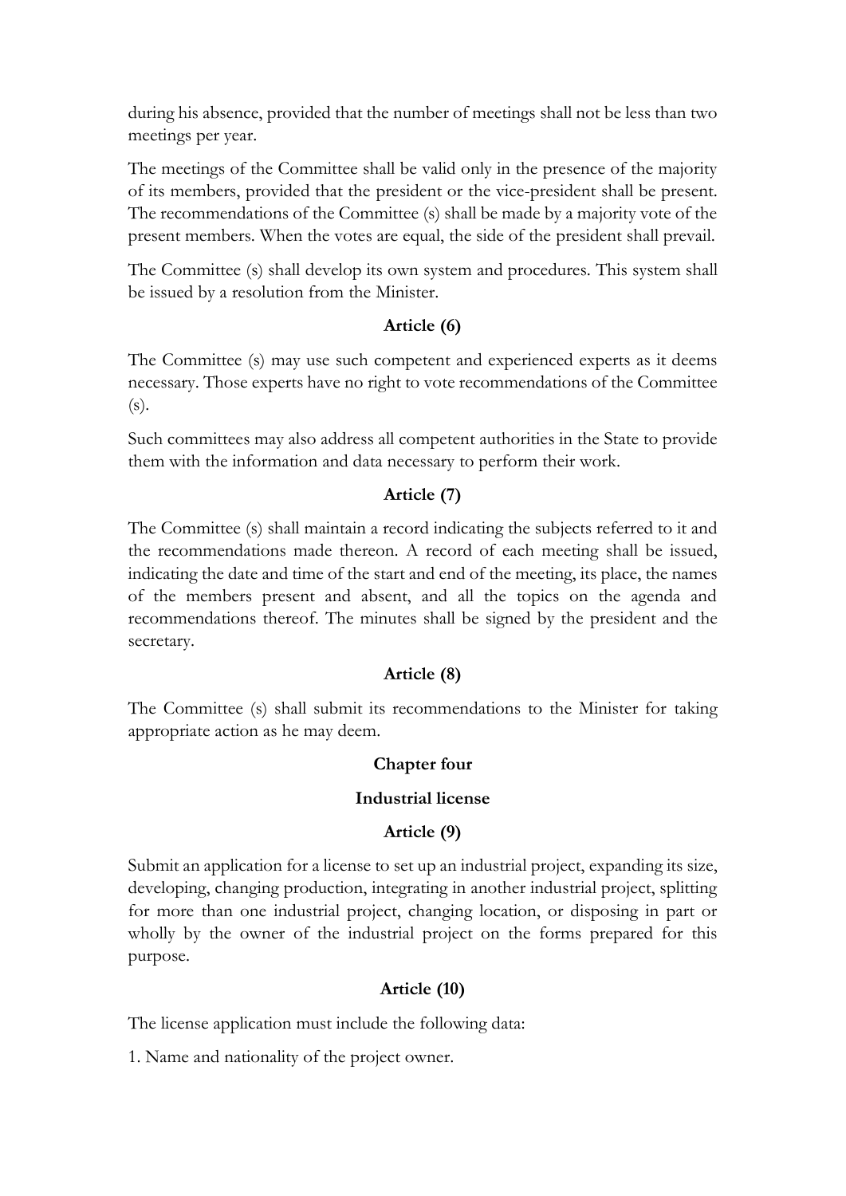during his absence, provided that the number of meetings shall not be less than two meetings per year.

The meetings of the Committee shall be valid only in the presence of the majority of its members, provided that the president or the vice-president shall be present. The recommendations of the Committee (s) shall be made by a majority vote of the present members. When the votes are equal, the side of the president shall prevail.

The Committee (s) shall develop its own system and procedures. This system shall be issued by a resolution from the Minister.

**Article (6)**

The Committee (s) may use such competent and experienced experts as it deems necessary. Those experts have no right to vote recommendations of the Committee (s).

Such committees may also address all competent authorities in the State to provide them with the information and data necessary to perform their work.

**Article (7)**

The Committee (s) shall maintain a record indicating the subjects referred to it and the recommendations made thereon. A record of each meeting shall be issued, indicating the date and time of the start and end of the meeting, its place, the names of the members present and absent, and all the topics on the agenda and recommendations thereof. The minutes shall be signed by the president and the secretary.

**Article (8)**

The Committee (s) shall submit its recommendations to the Minister for taking appropriate action as he may deem.

## Chapter four

## Industrial license

**Article (9)**

Submit an application for a license to set up an industrial project, expanding its size, developing, changing production, integrating in another industrial project, splitting for more than one industrial project, changing location, or disposing in part or wholly by the owner of the industrial project on the forms prepared for this purpose.

**Article (10)**

The license application must include the following data:

1. Name and nationality of the project owner.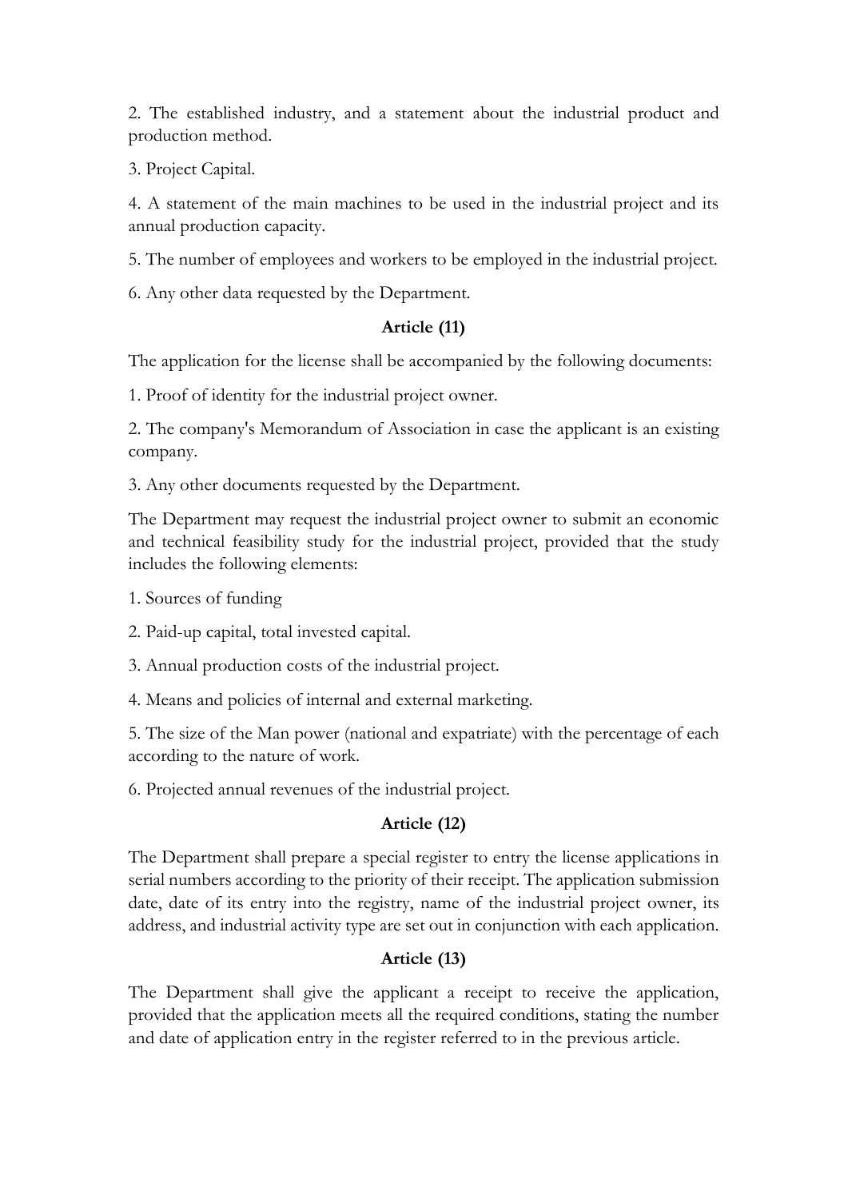2. The established industry, and a statement about the industrial product and production method.

3. Project Capital.

4. A statement of the main machines to be used in the industrial project and its annual production capacity.

5. The number of employees and workers to be employed in the industrial project.

6. Any other data requested by the Department.

### Article (11)

The application for the license shall be accompanied by the following documents:

1. Proof of identity for the industrial project owner.

2. The company's Memorandum of Association in case the applicant is an existing company.

3. Any other documents requested by the Department.

The Department may request the industrial project owner to submit an economic and technical feasibility study for the industrial project, provided that the study includes the following elements:

1. Sources of funding

2. Paid-up capital, total invested capital.

3. Annual production costs of the industrial project.

4. Means and policies of internal and external marketing.

5. The size of the Man power (national and expatriate) with the percentage of each according to the nature of work.

6. Projected annual revenues of the industrial project.

### Article (12)

The Department shall prepare a special register to entry the license applications in serial numbers according to the priority of their receipt. The application submission date, date of its entry into the registry, name of the industrial project owner, its address, and industrial activity type are set out in conjunction with each application.

### Article (13)

The Department shall give the applicant a receipt to receive the application, provided that the application meets all the required conditions, stating the number and date of application entry in the register referred to in the previous article.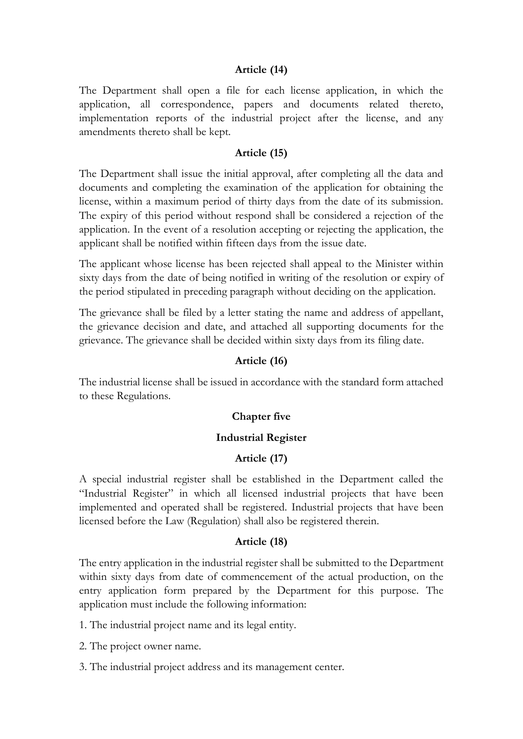**Article (14)**

The Department shall open a file for each license application, in which the application, all correspondence, papers and documents related thereto, implementation reports of the industrial project after the license, and any amendments thereto shall be kept.

**Article (15)**

The Department shall issue the initial approval, after completing all the data and documents and completing the examination of the application for obtaining the license, within a maximum period of thirty days from the date of its submission. The expiry of this period without respond shall be considered a rejection of the application. In the event of a resolution accepting or rejecting the application, the applicant shall be notified within fifteen days from the issue date.

The applicant whose license has been rejected shall appeal to the Minister within sixty days from the date of being notified in writing of the resolution or expiry of the period stipulated in preceding paragraph without deciding on the application.

The grievance shall be filed by a letter stating the name and address of appellant, the grievance decision and date, and attached all supporting documents for the grievance. The grievance shall be decided within sixty days from its filing date.

**Article (16)**

The industrial license shall be issued in accordance with the standard form attached to these Regulations.

## Chapter five

## Industrial Register

**Article (17)**

A special industrial register shall be established in the Department called the "Industrial Register" in which all licensed industrial projects that have been implemented and operated shall be registered. Industrial projects that have been licensed before the Law (Regulation) shall also be registered therein.

**Article (18)**

The entry application in the industrial register shall be submitted to the Department within sixty days from date of commencement of the actual production, on the entry application form prepared by the Department for this purpose. The application must include the following information:

1. The industrial project name and its legal entity.

2. The project owner name.

3. The industrial project address and its management center.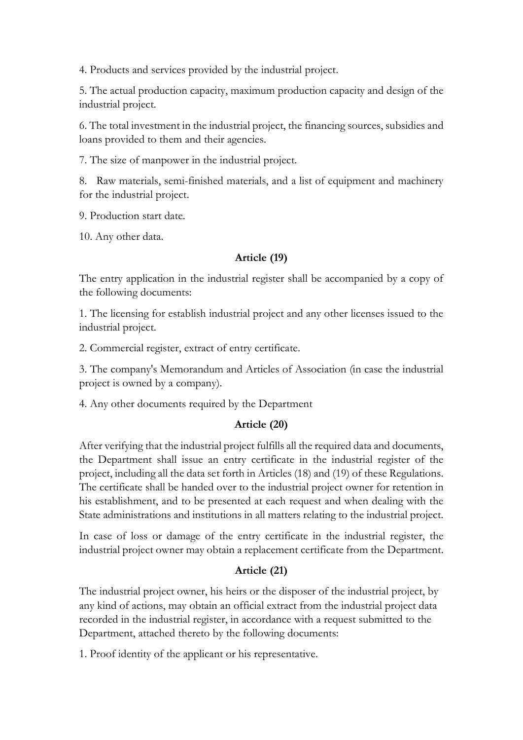4. Products and services provided by the industrial project.

5. The actual production capacity, maximum production capacity and design of the industrial project.

6. The total investment in the industrial project, the financing sources, subsidies and loans provided to them and their agencies.

7. The size of manpower in the industrial project.

8. Raw materials, semi-finished materials, and a list of equipment and machinery for the industrial project.

9. Production start date.

10. Any other data.

### Article (19)

The entry application in the industrial register shall be accompanied by a copy of the following documents:

1. The licensing for establish industrial project and any other licenses issued to the industrial project.

2. Commercial register, extract of entry certificate.

3. The company's Memorandum and Articles of Association (in case the industrial project is owned by a company).

4. Any other documents required by the Department

### Article (20)

After verifying that the industrial project fulfills all the required data and documents, the Department shall issue an entry certificate in the industrial register of the project, including all the data set forth in Articles (18) and (19) of these Regulations. The certificate shall be handed over to the industrial project owner for retention in his establishment, and to be presented at each request and when dealing with the State administrations and institutions in all matters relating to the industrial project.

In case of loss or damage of the entry certificate in the industrial register, the industrial project owner may obtain a replacement certificate from the Department.

### Article (21)

The industrial project owner, his heirs or the disposer of the industrial project, by any kind of actions, may obtain an official extract from the industrial project data recorded in the industrial register, in accordance with a request submitted to the Department, attached thereto by the following documents:

1. Proof identity of the applicant or his representative.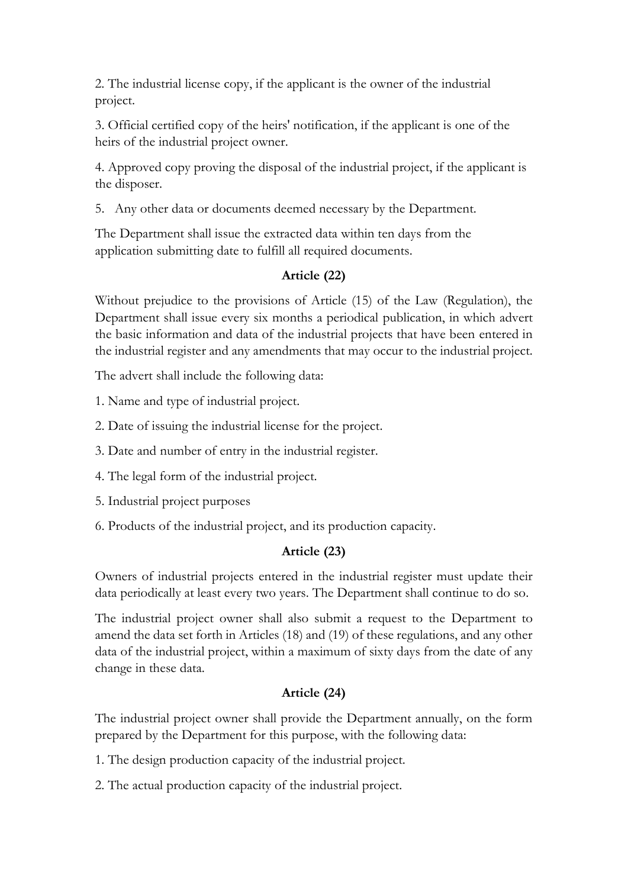2. The industrial license copy, if the applicant is the owner of the industrial project.

3. Official certified copy of the heirs' notification, if the applicant is one of the heirs of the industrial project owner.

4. Approved copy proving the disposal of the industrial project, if the applicant is the disposer.

5. Any other data or documents deemed necessary by the Department.

The Department shall issue the extracted data within ten days from the application submitting date to fulfill all required documents.

**Article (22)**

Without prejudice to the provisions of Article (15) of the Law (Regulation), the Department shall issue every six months a periodical publication, in which advert the basic information and data of the industrial projects that have been entered in the industrial register and any amendments that may occur to the industrial project.

The advert shall include the following data:

1. Name and type of industrial project.

2. Date of issuing the industrial license for the project.

3. Date and number of entry in the industrial register.

4. The legal form of the industrial project.

5. Industrial project purposes

6. Products of the industrial project, and its production capacity.

**Article (23)**

Owners of industrial projects entered in the industrial register must update their data periodically at least every two years. The Department shall continue to do so.

The industrial project owner shall also submit a request to the Department to amend the data set forth in Articles (18) and (19) of these regulations, and any other data of the industrial project, within a maximum of sixty days from the date of any change in these data.

**Article (24)**

The industrial project owner shall provide the Department annually, on the form prepared by the Department for this purpose, with the following data:

1. The design production capacity of the industrial project.

2. The actual production capacity of the industrial project.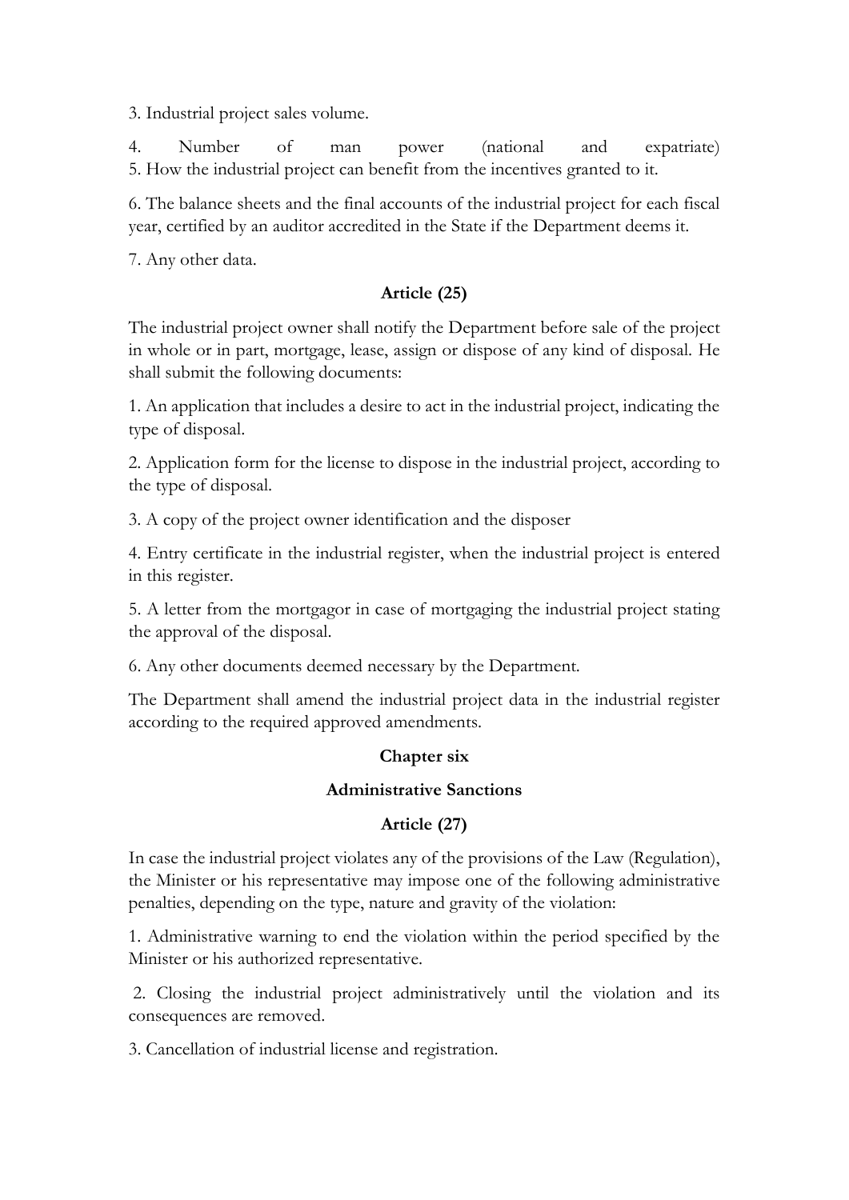3. Industrial project sales volume.

4. Number of man power (national and expatriate)
5. How the industrial project can benefit from the incentives granted to it.

6. The balance sheets and the final accounts of the industrial project for each fiscal year, certified by an auditor accredited in the State if the Department deems it.

7. Any other data.

### Article (25)

The industrial project owner shall notify the Department before sale of the project in whole or in part, mortgage, lease, assign or dispose of any kind of disposal. He shall submit the following documents:

1. An application that includes a desire to act in the industrial project, indicating the type of disposal.

2. Application form for the license to dispose in the industrial project, according to the type of disposal.

3. A copy of the project owner identification and the disposer

4. Entry certificate in the industrial register, when the industrial project is entered in this register.

5. A letter from the mortgagor in case of mortgaging the industrial project stating the approval of the disposal.

6. Any other documents deemed necessary by the Department.

The Department shall amend the industrial project data in the industrial register according to the required approved amendments.

## Chapter six

## Administrative Sanctions

### Article (27)

In case the industrial project violates any of the provisions of the Law (Regulation), the Minister or his representative may impose one of the following administrative penalties, depending on the type, nature and gravity of the violation:

1. Administrative warning to end the violation within the period specified by the Minister or his authorized representative.

2. Closing the industrial project administratively until the violation and its consequences are removed.

3. Cancellation of industrial license and registration.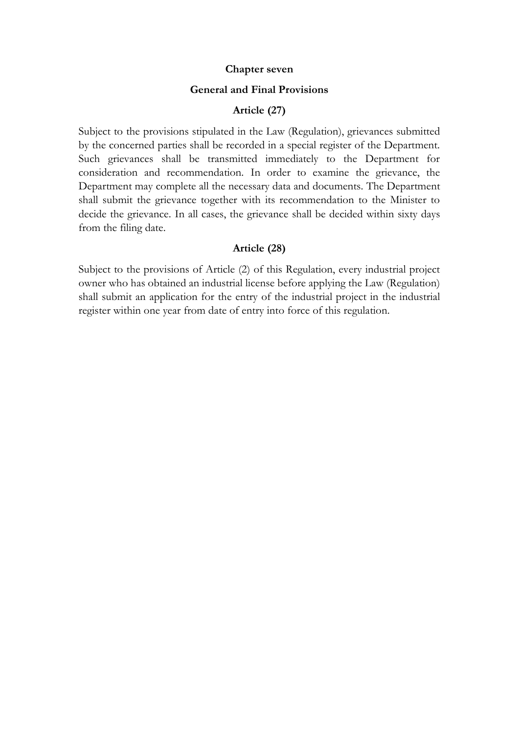## Chapter seven

## General and Final Provisions

### Article (27)

Subject to the provisions stipulated in the Law (Regulation), grievances submitted by the concerned parties shall be recorded in a special register of the Department. Such grievances shall be transmitted immediately to the Department for consideration and recommendation. In order to examine the grievance, the Department may complete all the necessary data and documents. The Department shall submit the grievance together with its recommendation to the Minister to decide the grievance. In all cases, the grievance shall be decided within sixty days from the filing date.

### Article (28)

Subject to the provisions of Article (2) of this Regulation, every industrial project owner who has obtained an industrial license before applying the Law (Regulation) shall submit an application for the entry of the industrial project in the industrial register within one year from date of entry into force of this regulation.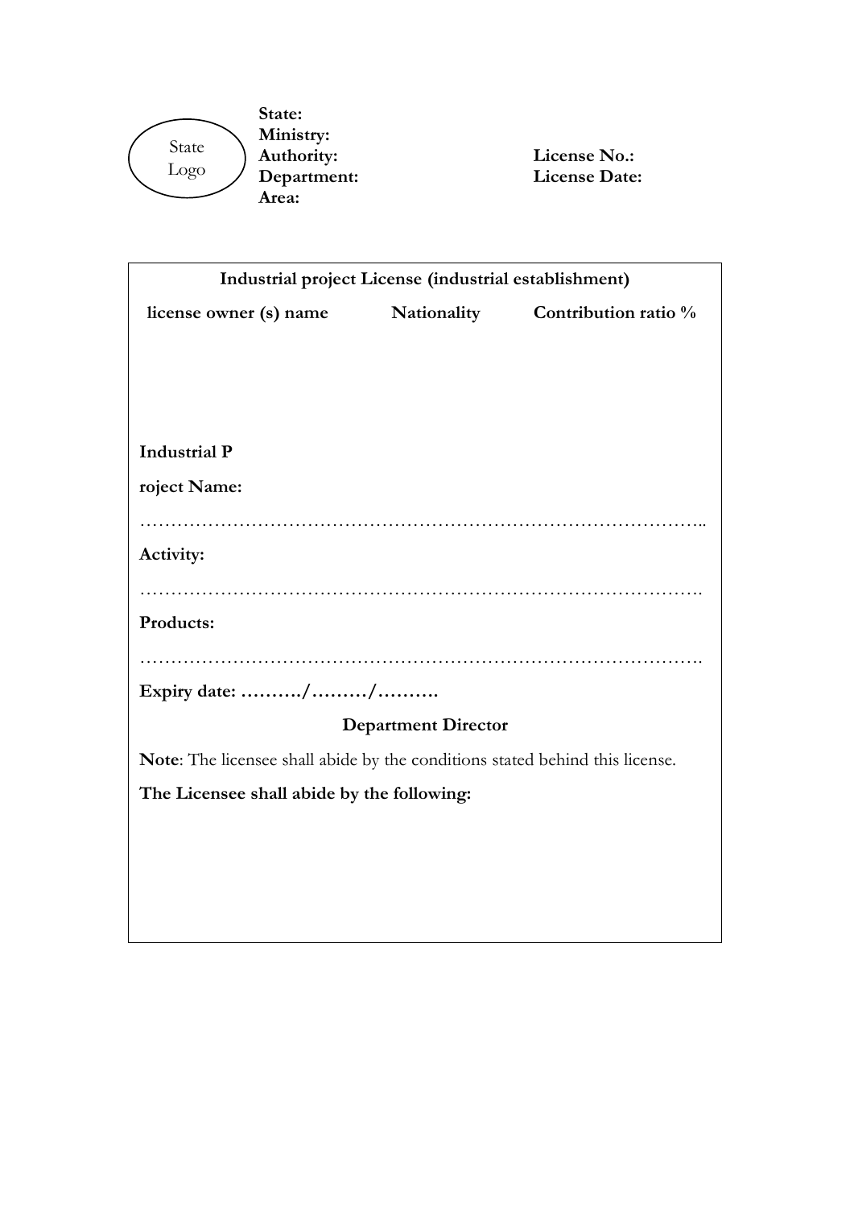State
Logo

**State:**
**Ministry:**
**Authority:**
**Department:**
**Area:**

**License No.:**
**License Date:**

**Industrial project License (industrial establishment)**

| license owner (s) name | Nationality | Contribution ratio % |
| --- | --- | --- |
| | | |

**Industrial P**

**roject Name:**

………………………………………………………………………………..

**Activity:**

……………………………………………………………………………….

**Products:**

……………………………………………………………………………….

**Expiry date: ………./………/……….**

**Department Director**

**Note**: The licensee shall abide by the conditions stated behind this license.

**The Licensee shall abide by the following:**